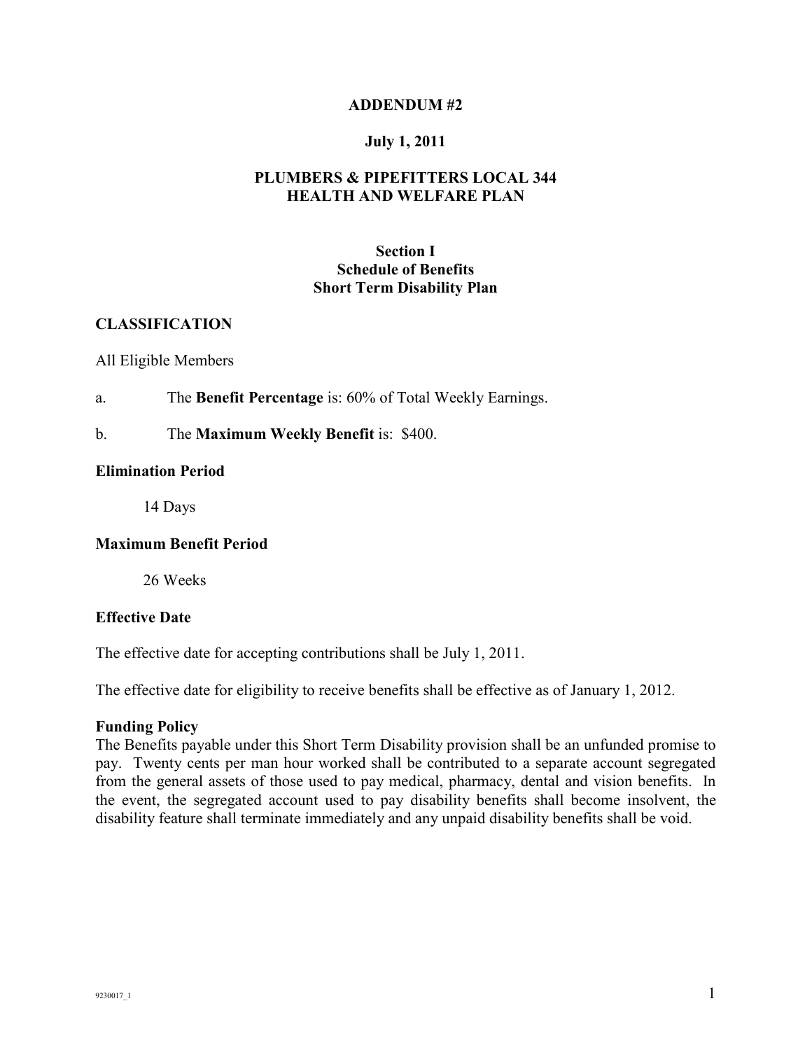# ADDENDUM #2

## July 1, 2011

## PLUMBERS & PIPEFITTERS LOCAL 344 HEALTH AND WELFARE PLAN

### Section I
### Schedule of Benefits
### Short Term Disability Plan

**CLASSIFICATION**

All Eligible Members

a. The **Benefit Percentage** is: 60% of Total Weekly Earnings.

b. The **Maximum Weekly Benefit** is: $400.

**Elimination Period**

14 Days

**Maximum Benefit Period**

26 Weeks

**Effective Date**

The effective date for accepting contributions shall be July 1, 2011.

The effective date for eligibility to receive benefits shall be effective as of January 1, 2012.

**Funding Policy**

The Benefits payable under this Short Term Disability provision shall be an unfunded promise to pay. Twenty cents per man hour worked shall be contributed to a separate account segregated from the general assets of those used to pay medical, pharmacy, dental and vision benefits. In the event, the segregated account used to pay disability benefits shall become insolvent, the disability feature shall terminate immediately and any unpaid disability benefits shall be void.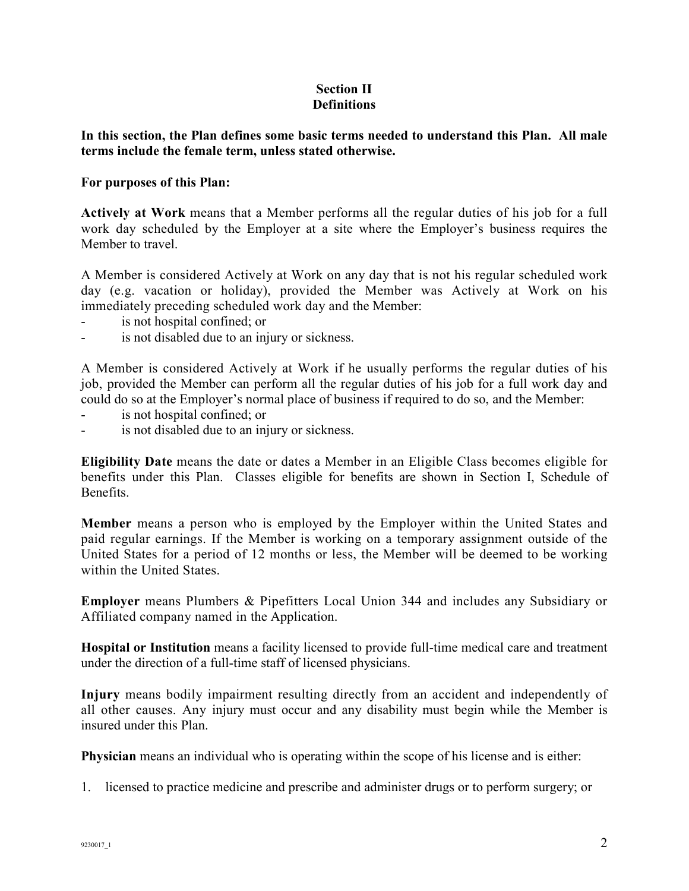## Section II
## Definitions

**In this section, the Plan defines some basic terms needed to understand this Plan. All male terms include the female term, unless stated otherwise.**

**For purposes of this Plan:**

**Actively at Work** means that a Member performs all the regular duties of his job for a full work day scheduled by the Employer at a site where the Employer's business requires the Member to travel.

A Member is considered Actively at Work on any day that is not his regular scheduled work day (e.g. vacation or holiday), provided the Member was Actively at Work on his immediately preceding scheduled work day and the Member:

- is not hospital confined; or
- is not disabled due to an injury or sickness.

A Member is considered Actively at Work if he usually performs the regular duties of his job, provided the Member can perform all the regular duties of his job for a full work day and could do so at the Employer's normal place of business if required to do so, and the Member:

- is not hospital confined; or
- is not disabled due to an injury or sickness.

**Eligibility Date** means the date or dates a Member in an Eligible Class becomes eligible for benefits under this Plan. Classes eligible for benefits are shown in Section I, Schedule of Benefits.

**Member** means a person who is employed by the Employer within the United States and paid regular earnings. If the Member is working on a temporary assignment outside of the United States for a period of 12 months or less, the Member will be deemed to be working within the United States.

**Employer** means Plumbers & Pipefitters Local Union 344 and includes any Subsidiary or Affiliated company named in the Application.

**Hospital or Institution** means a facility licensed to provide full-time medical care and treatment under the direction of a full-time staff of licensed physicians.

**Injury** means bodily impairment resulting directly from an accident and independently of all other causes. Any injury must occur and any disability must begin while the Member is insured under this Plan.

**Physician** means an individual who is operating within the scope of his license and is either:

1. licensed to practice medicine and prescribe and administer drugs or to perform surgery; or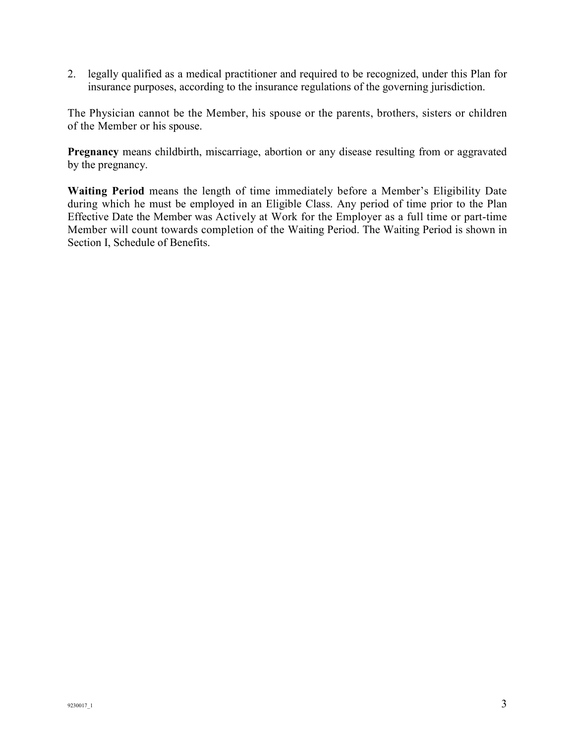2. legally qualified as a medical practitioner and required to be recognized, under this Plan for insurance purposes, according to the insurance regulations of the governing jurisdiction.

The Physician cannot be the Member, his spouse or the parents, brothers, sisters or children of the Member or his spouse.

**Pregnancy** means childbirth, miscarriage, abortion or any disease resulting from or aggravated by the pregnancy.

**Waiting Period** means the length of time immediately before a Member's Eligibility Date during which he must be employed in an Eligible Class. Any period of time prior to the Plan Effective Date the Member was Actively at Work for the Employer as a full time or part-time Member will count towards completion of the Waiting Period. The Waiting Period is shown in Section I, Schedule of Benefits.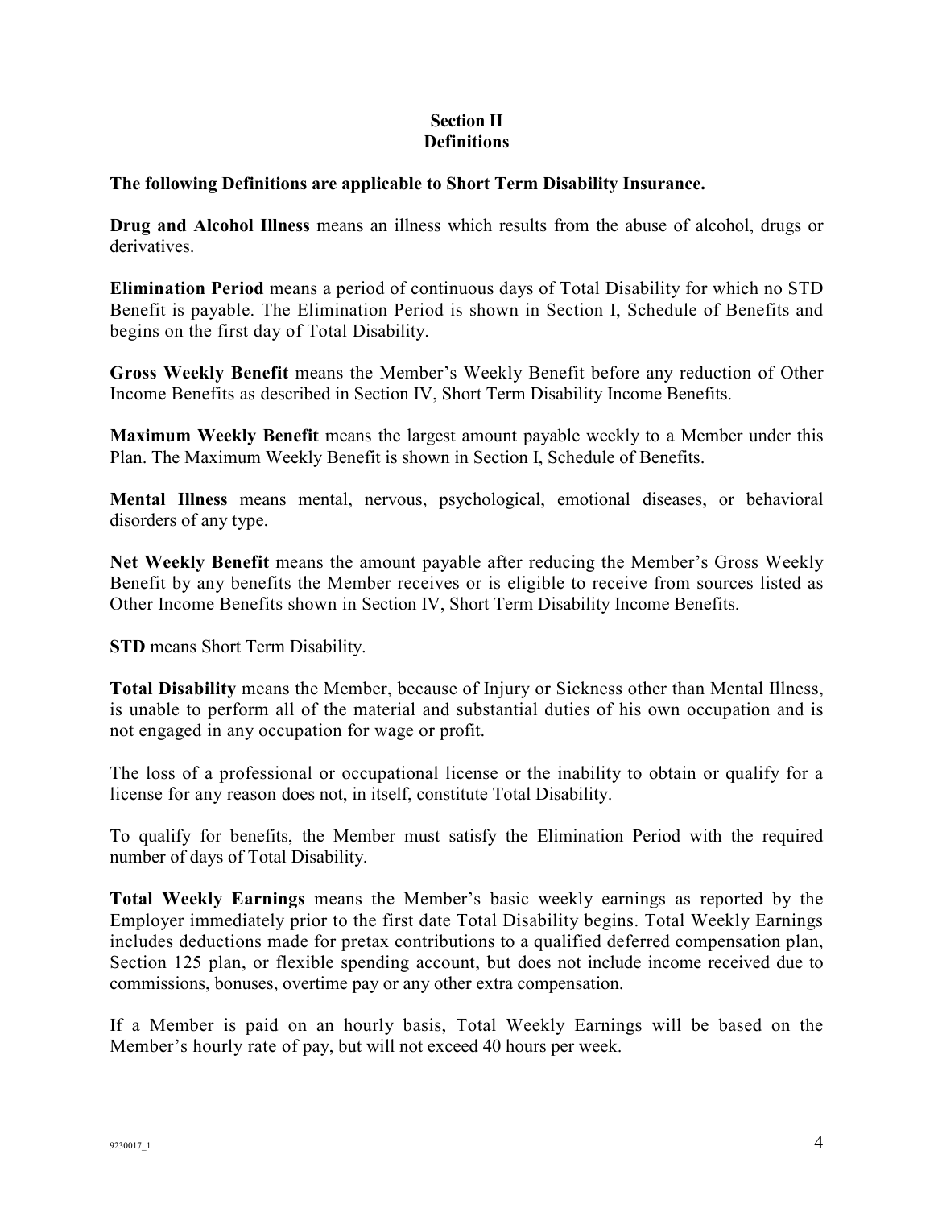# Section II
# Definitions

**The following Definitions are applicable to Short Term Disability Insurance.**

**Drug and Alcohol Illness** means an illness which results from the abuse of alcohol, drugs or derivatives.

**Elimination Period** means a period of continuous days of Total Disability for which no STD Benefit is payable. The Elimination Period is shown in Section I, Schedule of Benefits and begins on the first day of Total Disability.

**Gross Weekly Benefit** means the Member's Weekly Benefit before any reduction of Other Income Benefits as described in Section IV, Short Term Disability Income Benefits.

**Maximum Weekly Benefit** means the largest amount payable weekly to a Member under this Plan. The Maximum Weekly Benefit is shown in Section I, Schedule of Benefits.

**Mental Illness** means mental, nervous, psychological, emotional diseases, or behavioral disorders of any type.

**Net Weekly Benefit** means the amount payable after reducing the Member's Gross Weekly Benefit by any benefits the Member receives or is eligible to receive from sources listed as Other Income Benefits shown in Section IV, Short Term Disability Income Benefits.

**STD** means Short Term Disability.

**Total Disability** means the Member, because of Injury or Sickness other than Mental Illness, is unable to perform all of the material and substantial duties of his own occupation and is not engaged in any occupation for wage or profit.

The loss of a professional or occupational license or the inability to obtain or qualify for a license for any reason does not, in itself, constitute Total Disability.

To qualify for benefits, the Member must satisfy the Elimination Period with the required number of days of Total Disability.

**Total Weekly Earnings** means the Member's basic weekly earnings as reported by the Employer immediately prior to the first date Total Disability begins. Total Weekly Earnings includes deductions made for pretax contributions to a qualified deferred compensation plan, Section 125 plan, or flexible spending account, but does not include income received due to commissions, bonuses, overtime pay or any other extra compensation.

If a Member is paid on an hourly basis, Total Weekly Earnings will be based on the Member's hourly rate of pay, but will not exceed 40 hours per week.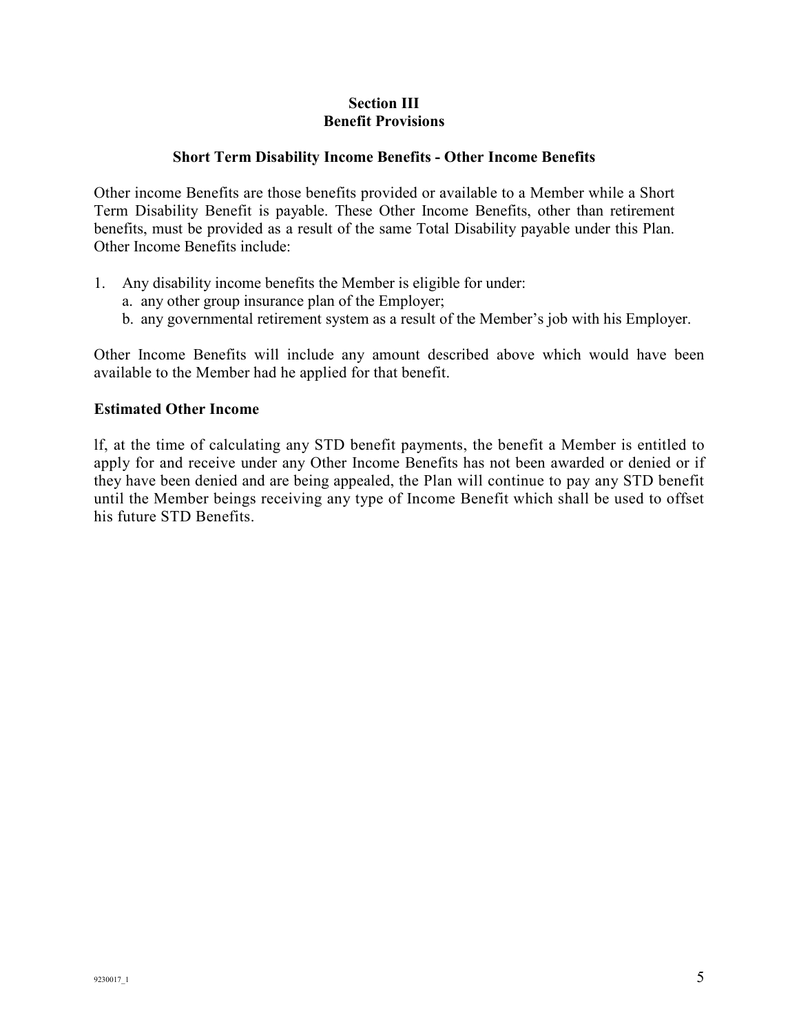**Section III**
**Benefit Provisions**

**Short Term Disability Income Benefits - Other Income Benefits**

Other income Benefits are those benefits provided or available to a Member while a Short Term Disability Benefit is payable. These Other Income Benefits, other than retirement benefits, must be provided as a result of the same Total Disability payable under this Plan. Other Income Benefits include:

1. Any disability income benefits the Member is eligible for under:
   a. any other group insurance plan of the Employer;
   b. any governmental retirement system as a result of the Member's job with his Employer.

Other Income Benefits will include any amount described above which would have been available to the Member had he applied for that benefit.

**Estimated Other Income**

lf, at the time of calculating any STD benefit payments, the benefit a Member is entitled to apply for and receive under any Other Income Benefits has not been awarded or denied or if they have been denied and are being appealed, the Plan will continue to pay any STD benefit until the Member beings receiving any type of Income Benefit which shall be used to offset his future STD Benefits.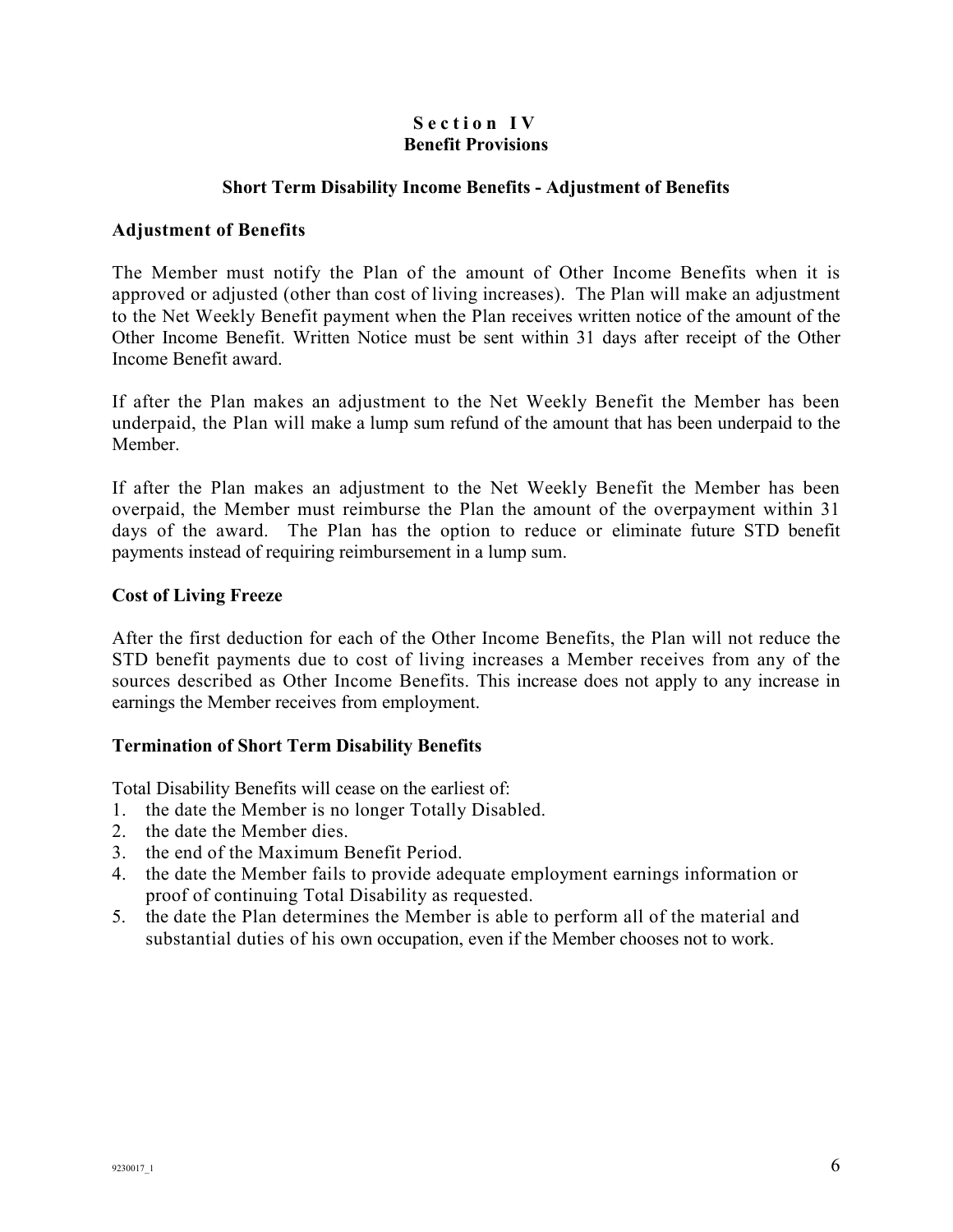## Section IV
## Benefit Provisions

### Short Term Disability Income Benefits - Adjustment of Benefits

### Adjustment of Benefits

The Member must notify the Plan of the amount of Other Income Benefits when it is approved or adjusted (other than cost of living increases). The Plan will make an adjustment to the Net Weekly Benefit payment when the Plan receives written notice of the amount of the Other Income Benefit. Written Notice must be sent within 31 days after receipt of the Other Income Benefit award.

If after the Plan makes an adjustment to the Net Weekly Benefit the Member has been underpaid, the Plan will make a lump sum refund of the amount that has been underpaid to the Member.

If after the Plan makes an adjustment to the Net Weekly Benefit the Member has been overpaid, the Member must reimburse the Plan the amount of the overpayment within 31 days of the award. The Plan has the option to reduce or eliminate future STD benefit payments instead of requiring reimbursement in a lump sum.

### Cost of Living Freeze

After the first deduction for each of the Other Income Benefits, the Plan will not reduce the STD benefit payments due to cost of living increases a Member receives from any of the sources described as Other Income Benefits. This increase does not apply to any increase in earnings the Member receives from employment.

### Termination of Short Term Disability Benefits

Total Disability Benefits will cease on the earliest of:

1. the date the Member is no longer Totally Disabled.
2. the date the Member dies.
3. the end of the Maximum Benefit Period.
4. the date the Member fails to provide adequate employment earnings information or proof of continuing Total Disability as requested.
5. the date the Plan determines the Member is able to perform all of the material and substantial duties of his own occupation, even if the Member chooses not to work.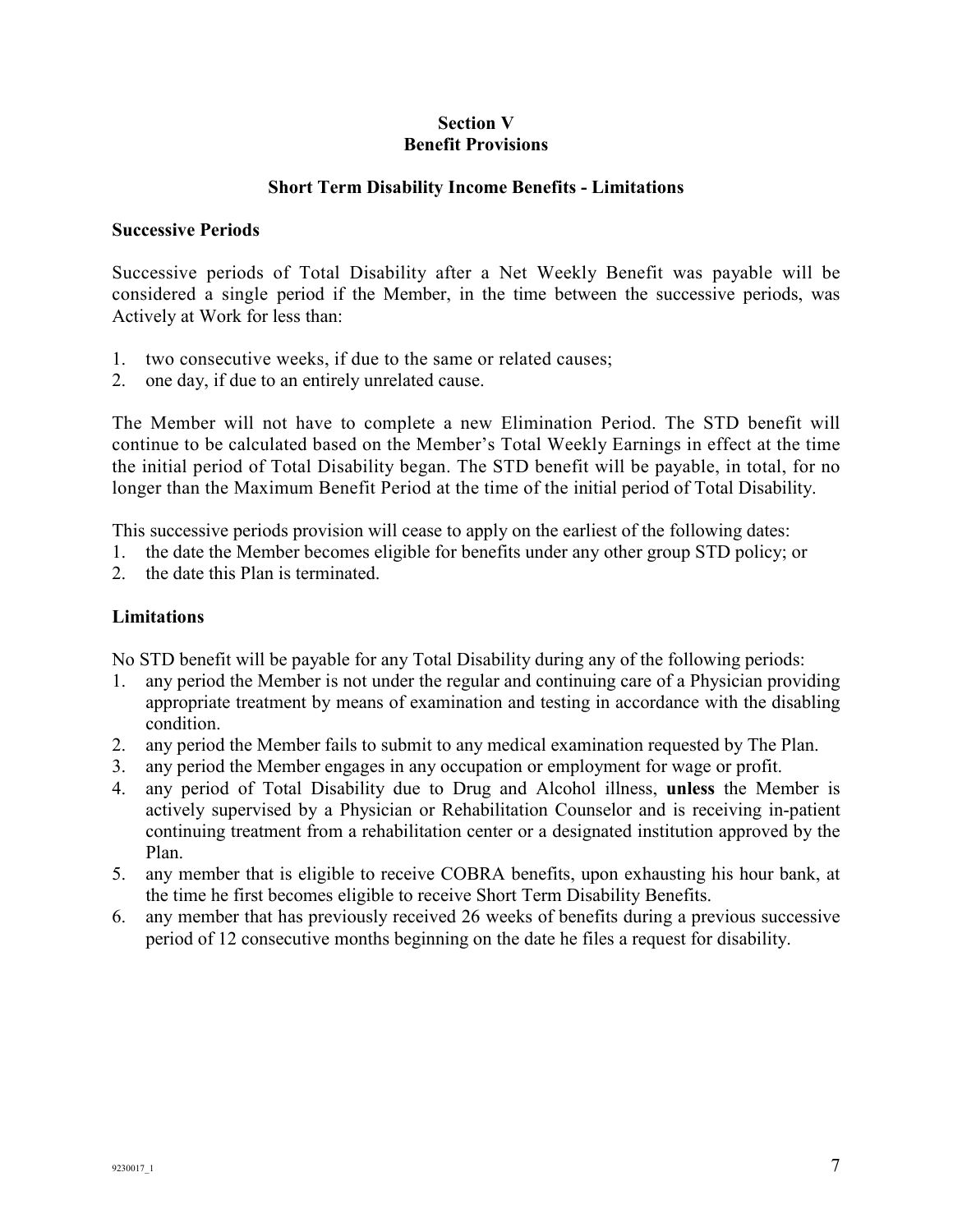# Section V
# Benefit Provisions

## Short Term Disability Income Benefits - Limitations

### Successive Periods

Successive periods of Total Disability after a Net Weekly Benefit was payable will be considered a single period if the Member, in the time between the successive periods, was Actively at Work for less than:

1. two consecutive weeks, if due to the same or related causes;
2. one day, if due to an entirely unrelated cause.

The Member will not have to complete a new Elimination Period. The STD benefit will continue to be calculated based on the Member's Total Weekly Earnings in effect at the time the initial period of Total Disability began. The STD benefit will be payable, in total, for no longer than the Maximum Benefit Period at the time of the initial period of Total Disability.

This successive periods provision will cease to apply on the earliest of the following dates:

1. the date the Member becomes eligible for benefits under any other group STD policy; or
2. the date this Plan is terminated.

### Limitations

No STD benefit will be payable for any Total Disability during any of the following periods:

1. any period the Member is not under the regular and continuing care of a Physician providing appropriate treatment by means of examination and testing in accordance with the disabling condition.
2. any period the Member fails to submit to any medical examination requested by The Plan.
3. any period the Member engages in any occupation or employment for wage or profit.
4. any period of Total Disability due to Drug and Alcohol illness, **unless** the Member is actively supervised by a Physician or Rehabilitation Counselor and is receiving in-patient continuing treatment from a rehabilitation center or a designated institution approved by the Plan.
5. any member that is eligible to receive COBRA benefits, upon exhausting his hour bank, at the time he first becomes eligible to receive Short Term Disability Benefits.
6. any member that has previously received 26 weeks of benefits during a previous successive period of 12 consecutive months beginning on the date he files a request for disability.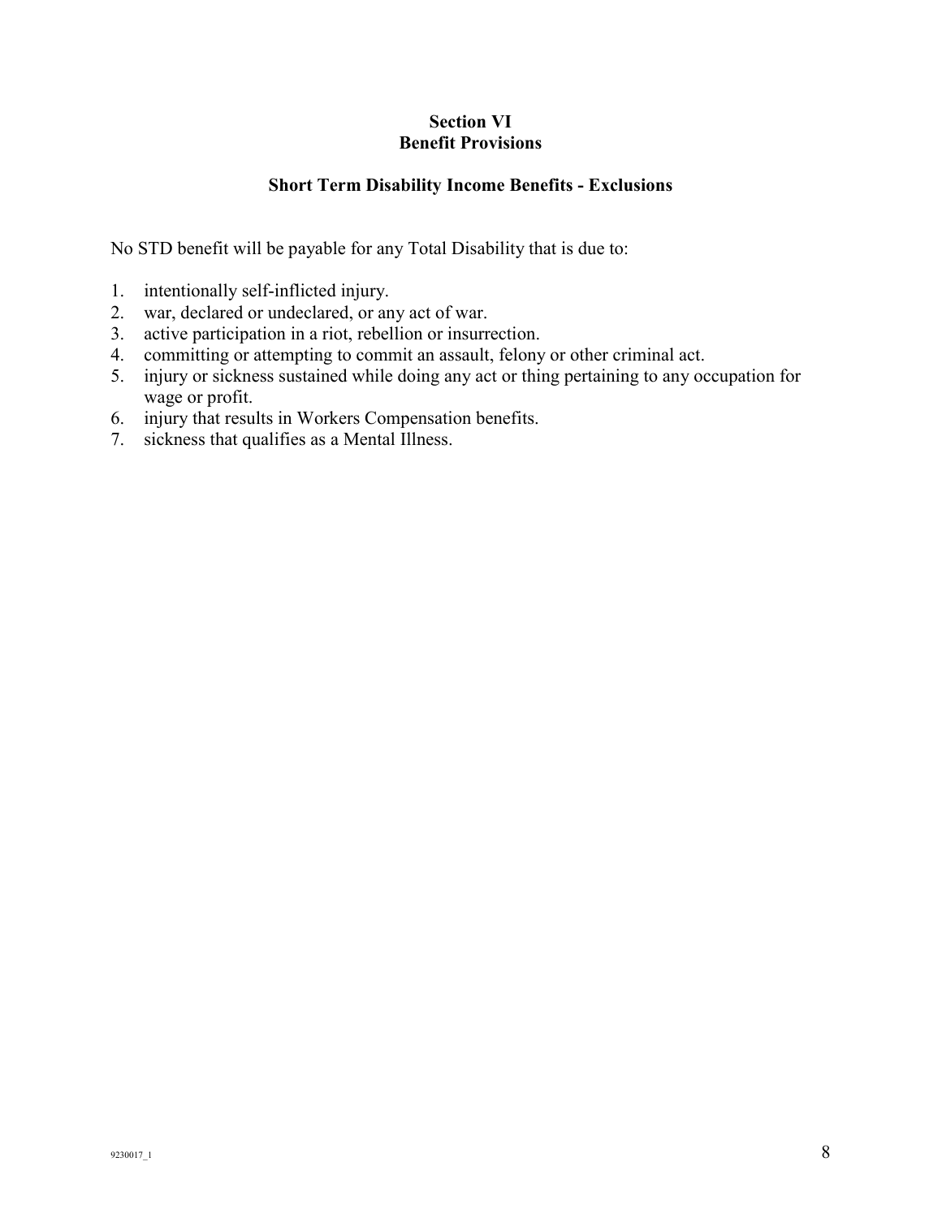# Section VI
# Benefit Provisions

## Short Term Disability Income Benefits - Exclusions

No STD benefit will be payable for any Total Disability that is due to:

1. intentionally self-inflicted injury.
2. war, declared or undeclared, or any act of war.
3. active participation in a riot, rebellion or insurrection.
4. committing or attempting to commit an assault, felony or other criminal act.
5. injury or sickness sustained while doing any act or thing pertaining to any occupation for wage or profit.
6. injury that results in Workers Compensation benefits.
7. sickness that qualifies as a Mental Illness.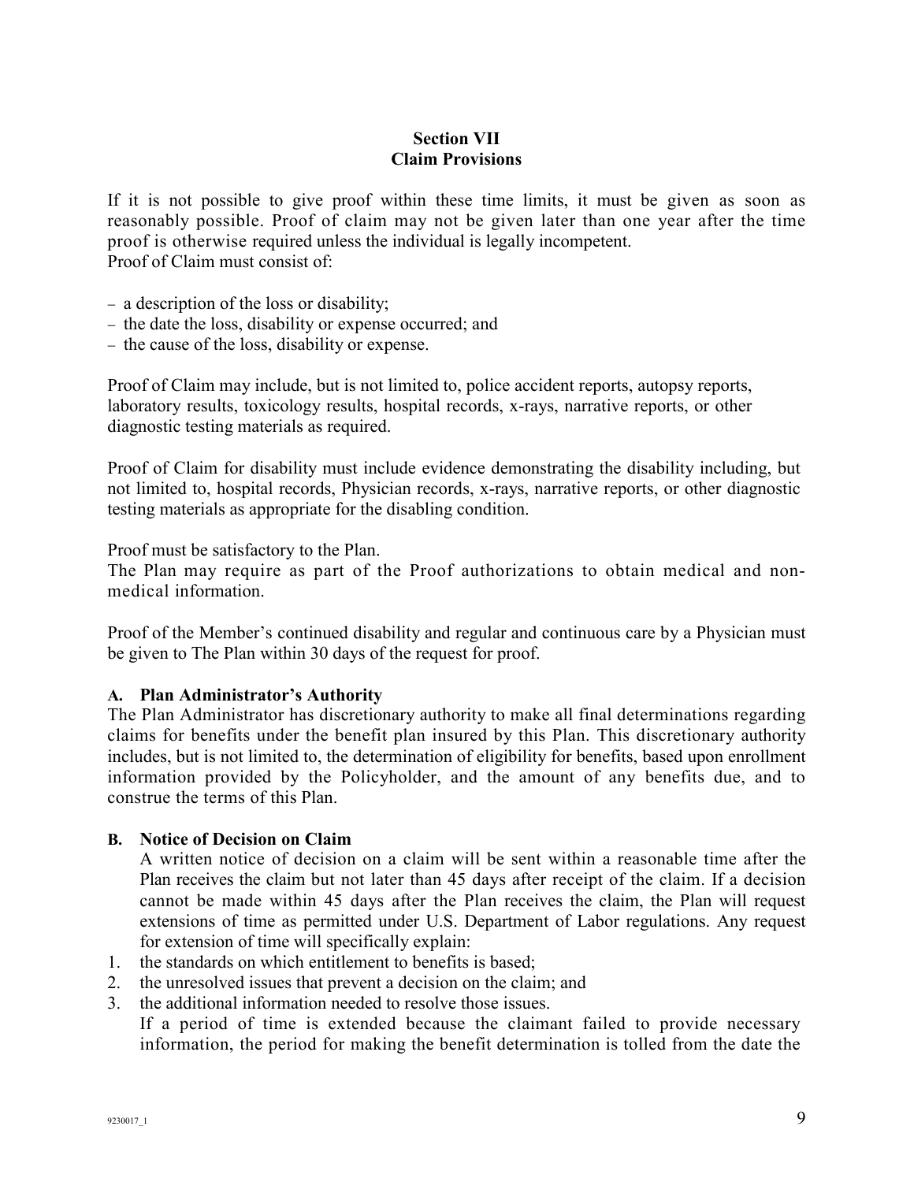## Section VII
## Claim Provisions

If it is not possible to give proof within these time limits, it must be given as soon as reasonably possible. Proof of claim may not be given later than one year after the time proof is otherwise required unless the individual is legally incompetent.
Proof of Claim must consist of:

- a description of the loss or disability;
- the date the loss, disability or expense occurred; and
- the cause of the loss, disability or expense.

Proof of Claim may include, but is not limited to, police accident reports, autopsy reports, laboratory results, toxicology results, hospital records, x-rays, narrative reports, or other diagnostic testing materials as required.

Proof of Claim for disability must include evidence demonstrating the disability including, but not limited to, hospital records, Physician records, x-rays, narrative reports, or other diagnostic testing materials as appropriate for the disabling condition.

Proof must be satisfactory to the Plan.
The Plan may require as part of the Proof authorizations to obtain medical and non-medical information.

Proof of the Member's continued disability and regular and continuous care by a Physician must be given to The Plan within 30 days of the request for proof.

### A. Plan Administrator's Authority

The Plan Administrator has discretionary authority to make all final determinations regarding claims for benefits under the benefit plan insured by this Plan. This discretionary authority includes, but is not limited to, the determination of eligibility for benefits, based upon enrollment information provided by the Policyholder, and the amount of any benefits due, and to construe the terms of this Plan.

### B. Notice of Decision on Claim

A written notice of decision on a claim will be sent within a reasonable time after the Plan receives the claim but not later than 45 days after receipt of the claim. If a decision cannot be made within 45 days after the Plan receives the claim, the Plan will request extensions of time as permitted under U.S. Department of Labor regulations. Any request for extension of time will specifically explain:

1. the standards on which entitlement to benefits is based;
2. the unresolved issues that prevent a decision on the claim; and
3. the additional information needed to resolve those issues.

If a period of time is extended because the claimant failed to provide necessary information, the period for making the benefit determination is tolled from the date the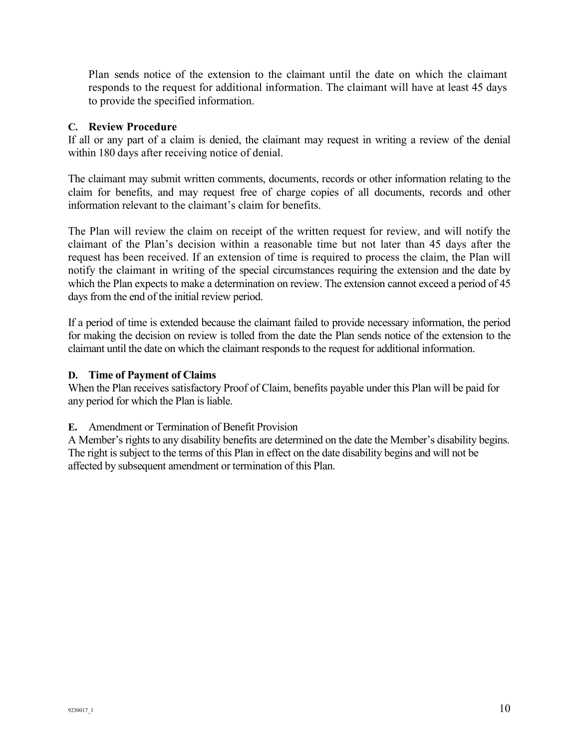Plan sends notice of the extension to the claimant until the date on which the claimant responds to the request for additional information. The claimant will have at least 45 days to provide the specified information.

**C. Review Procedure**

If all or any part of a claim is denied, the claimant may request in writing a review of the denial within 180 days after receiving notice of denial.

The claimant may submit written comments, documents, records or other information relating to the claim for benefits, and may request free of charge copies of all documents, records and other information relevant to the claimant's claim for benefits.

The Plan will review the claim on receipt of the written request for review, and will notify the claimant of the Plan's decision within a reasonable time but not later than 45 days after the request has been received. If an extension of time is required to process the claim, the Plan will notify the claimant in writing of the special circumstances requiring the extension and the date by which the Plan expects to make a determination on review. The extension cannot exceed a period of 45 days from the end of the initial review period.

If a period of time is extended because the claimant failed to provide necessary information, the period for making the decision on review is tolled from the date the Plan sends notice of the extension to the claimant until the date on which the claimant responds to the request for additional information.

**D. Time of Payment of Claims**

When the Plan receives satisfactory Proof of Claim, benefits payable under this Plan will be paid for any period for which the Plan is liable.

**E.** Amendment or Termination of Benefit Provision

A Member's rights to any disability benefits are determined on the date the Member's disability begins. The right is subject to the terms of this Plan in effect on the date disability begins and will not be affected by subsequent amendment or termination of this Plan.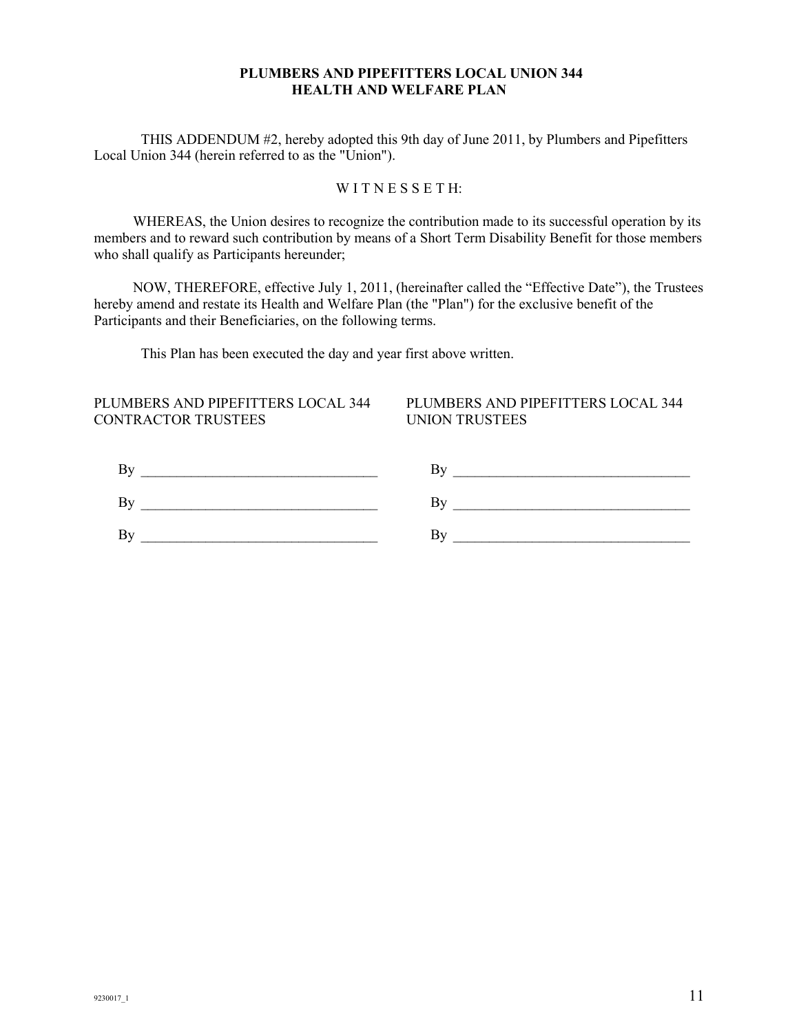**PLUMBERS AND PIPEFITTERS LOCAL UNION 344**
**HEALTH AND WELFARE PLAN**

THIS ADDENDUM #2, hereby adopted this 9th day of June 2011, by Plumbers and Pipefitters Local Union 344 (herein referred to as the "Union").

W I T N E S S E T H:

WHEREAS, the Union desires to recognize the contribution made to its successful operation by its members and to reward such contribution by means of a Short Term Disability Benefit for those members who shall qualify as Participants hereunder;

NOW, THEREFORE, effective July 1, 2011, (hereinafter called the "Effective Date"), the Trustees hereby amend and restate its Health and Welfare Plan (the "Plan") for the exclusive benefit of the Participants and their Beneficiaries, on the following terms.

This Plan has been executed the day and year first above written.

| | |
|---|---|
| PLUMBERS AND PIPEFITTERS LOCAL 344 CONTRACTOR TRUSTEES | PLUMBERS AND PIPEFITTERS LOCAL 344 UNION TRUSTEES |
| By _________________________________ | By _________________________________ |
| By _________________________________ | By _________________________________ |
| By _________________________________ | By _________________________________ |

9230017_1